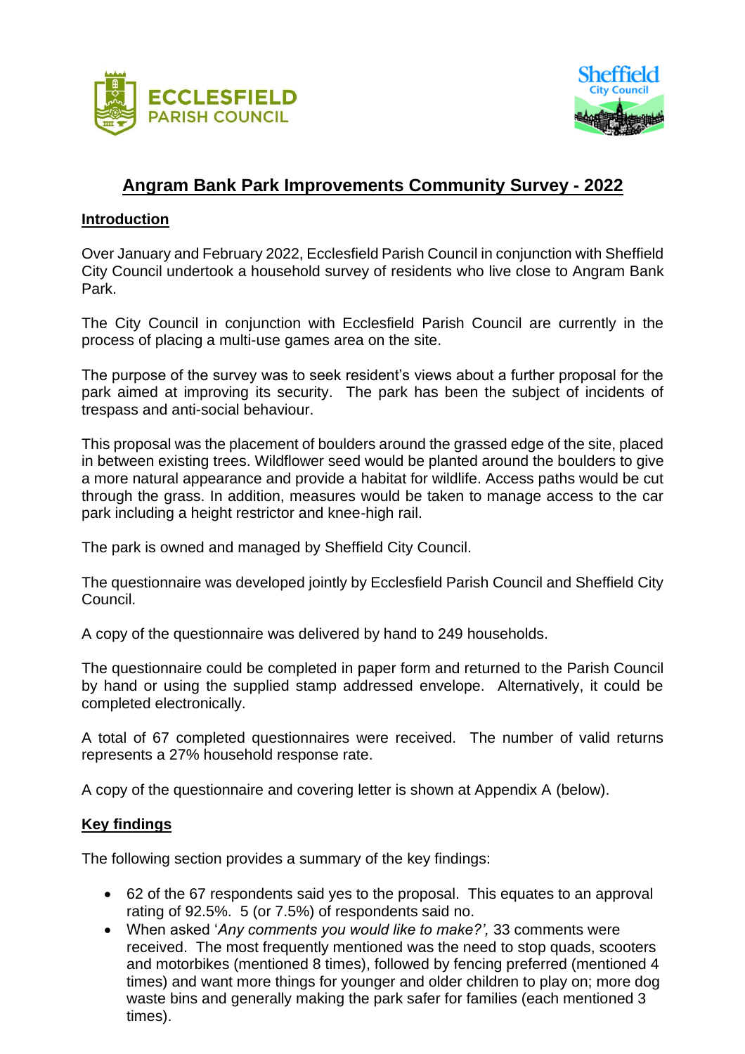# Angram Bank Park Improvements Community Survey - 2022

## Introduction

Over January and February 2022, Ecclesfield Parish Council in conjunction with Sheffield City Council undertook a household survey of residents who live close to Angram Bank Park.

The City Council in conjunction with Ecclesfield Parish Council are currently in the process of placing a multi-use games area on the site.

The purpose of the survey was to seek resident's views about a further proposal for the park aimed at improving its security. The park has been the subject of incidents of trespass and anti-social behaviour.

This proposal was the placement of boulders around the grassed edge of the site, placed in between existing trees. Wildflower seed would be planted around the boulders to give a more natural appearance and provide a habitat for wildlife. Access paths would be cut through the grass. In addition, measures would be taken to manage access to the car park including a height restrictor and knee-high rail.

The park is owned and managed by Sheffield City Council.

The questionnaire was developed jointly by Ecclesfield Parish Council and Sheffield City Council.

A copy of the questionnaire was delivered by hand to 249 households.

The questionnaire could be completed in paper form and returned to the Parish Council by hand or using the supplied stamp addressed envelope. Alternatively, it could be completed electronically.

A total of 67 completed questionnaires were received. The number of valid returns represents a 27% household response rate.

A copy of the questionnaire and covering letter is shown at Appendix A (below).

## Key findings

The following section provides a summary of the key findings:

- 62 of the 67 respondents said yes to the proposal. This equates to an approval rating of 92.5%. 5 (or 7.5%) of respondents said no.
- When asked '*Any comments you would like to make?',* 33 comments were received. The most frequently mentioned was the need to stop quads, scooters and motorbikes (mentioned 8 times), followed by fencing preferred (mentioned 4 times) and want more things for younger and older children to play on; more dog waste bins and generally making the park safer for families (each mentioned 3 times).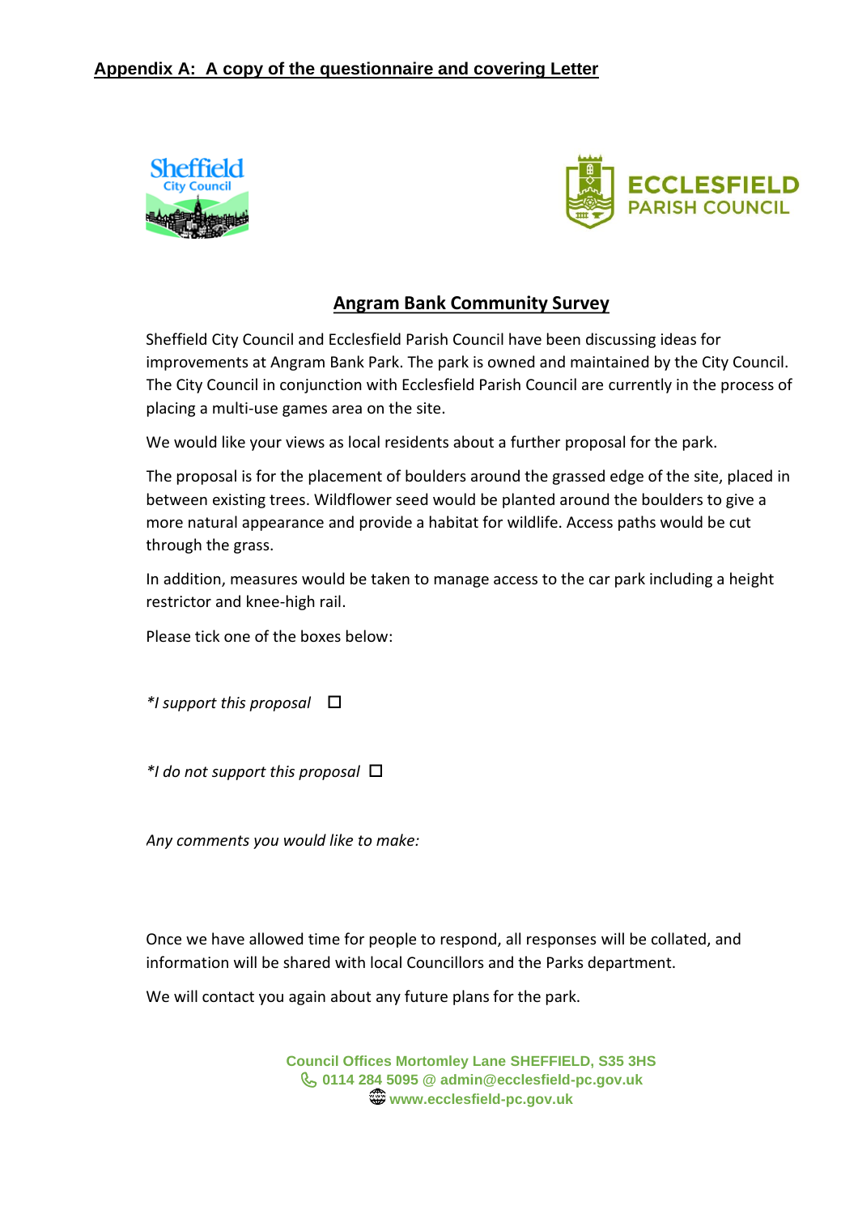## Appendix A: A copy of the questionnaire and covering Letter

Sheffield City Council

ECCLESFIELD PARISH COUNCIL

### Angram Bank Community Survey

Sheffield City Council and Ecclesfield Parish Council have been discussing ideas for improvements at Angram Bank Park. The park is owned and maintained by the City Council. The City Council in conjunction with Ecclesfield Parish Council are currently in the process of placing a multi-use games area on the site.

We would like your views as local residents about a further proposal for the park.

The proposal is for the placement of boulders around the grassed edge of the site, placed in between existing trees. Wildflower seed would be planted around the boulders to give a more natural appearance and provide a habitat for wildlife. Access paths would be cut through the grass.

In addition, measures would be taken to manage access to the car park including a height restrictor and knee-high rail.

Please tick one of the boxes below:

*\*I support this proposal* ☐

*\*I do not support this proposal* ☐

*Any comments you would like to make:*

Once we have allowed time for people to respond, all responses will be collated, and information will be shared with local Councillors and the Parks department.

We will contact you again about any future plans for the park.

**Council Offices Mortomley Lane SHEFFIELD, S35 3HS**
**0114 284 5095 @ admin@ecclesfield-pc.gov.uk**
**www.ecclesfield-pc.gov.uk**